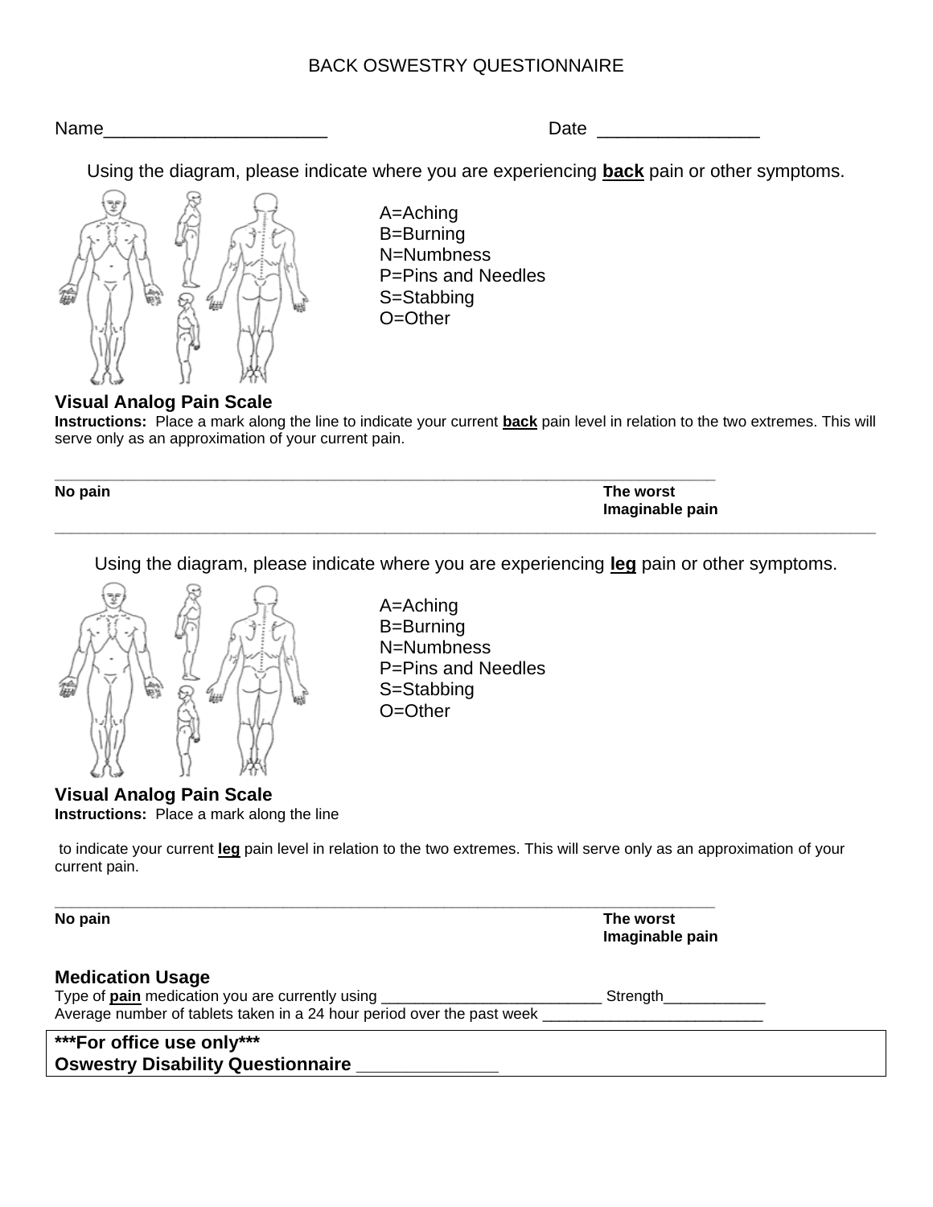# BACK OSWESTRY QUESTIONNAIRE

Name______________________ Date _______________

Using the diagram, please indicate where you are experiencing **back** pain or other symptoms.

A=Aching
B=Burning
N=Numbness
P=Pins and Needles
S=Stabbing
O=Other

## Visual Analog Pain Scale

**Instructions:** Place a mark along the line to indicate your current **back** pain level in relation to the two extremes. This will serve only as an approximation of your current pain.

_____________________________________________________________________________

**No pain** **The worst Imaginable pain**

---

Using the diagram, please indicate where you are experiencing **leg** pain or other symptoms.

A=Aching
B=Burning
N=Numbness
P=Pins and Needles
S=Stabbing
O=Other

## Visual Analog Pain Scale

**Instructions:** Place a mark along the line

to indicate your current **leg** pain level in relation to the two extremes. This will serve only as an approximation of your current pain.

_____________________________________________________________________________

**No pain** **The worst Imaginable pain**

## Medication Usage

Type of **pain** medication you are currently using _________________________ Strength____________

Average number of tablets taken in a 24 hour period over the past week _________________________

**\*\*\*For office use only\*\*\***

**Oswestry Disability Questionnaire** ______________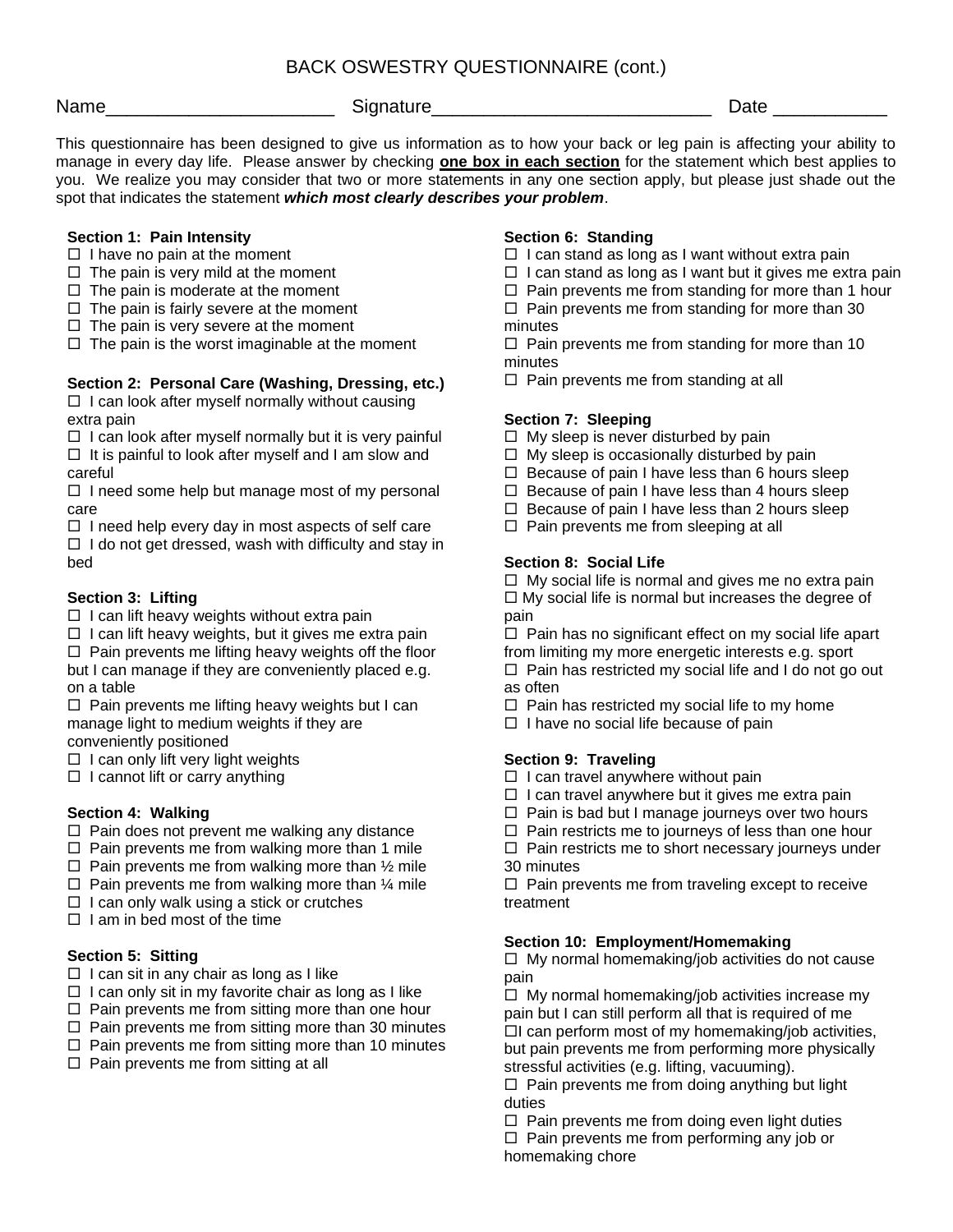# BACK OSWESTRY QUESTIONNAIRE (cont.)

Name______________________ Signature___________________________ Date ___________

This questionnaire has been designed to give us information as to how your back or leg pain is affecting your ability to manage in every day life. Please answer by checking **one box in each section** for the statement which best applies to you. We realize you may consider that two or more statements in any one section apply, but please just shade out the spot that indicates the statement ***which most clearly describes your problem***.

**Section 1: Pain Intensity**

☐ I have no pain at the moment
☐ The pain is very mild at the moment
☐ The pain is moderate at the moment
☐ The pain is fairly severe at the moment
☐ The pain is very severe at the moment
☐ The pain is the worst imaginable at the moment

**Section 2: Personal Care (Washing, Dressing, etc.)**

☐ I can look after myself normally without causing extra pain
☐ I can look after myself normally but it is very painful
☐ It is painful to look after myself and I am slow and careful
☐ I need some help but manage most of my personal care
☐ I need help every day in most aspects of self care
☐ I do not get dressed, wash with difficulty and stay in bed

**Section 3: Lifting**

☐ I can lift heavy weights without extra pain
☐ I can lift heavy weights, but it gives me extra pain
☐ Pain prevents me lifting heavy weights off the floor but I can manage if they are conveniently placed e.g. on a table
☐ Pain prevents me lifting heavy weights but I can manage light to medium weights if they are conveniently positioned
☐ I can only lift very light weights
☐ I cannot lift or carry anything

**Section 4: Walking**

☐ Pain does not prevent me walking any distance
☐ Pain prevents me from walking more than 1 mile
☐ Pain prevents me from walking more than ½ mile
☐ Pain prevents me from walking more than ¼ mile
☐ I can only walk using a stick or crutches
☐ I am in bed most of the time

**Section 5: Sitting**

☐ I can sit in any chair as long as I like
☐ I can only sit in my favorite chair as long as I like
☐ Pain prevents me from sitting more than one hour
☐ Pain prevents me from sitting more than 30 minutes
☐ Pain prevents me from sitting more than 10 minutes
☐ Pain prevents me from sitting at all

**Section 6: Standing**

☐ I can stand as long as I want without extra pain
☐ I can stand as long as I want but it gives me extra pain
☐ Pain prevents me from standing for more than 1 hour
☐ Pain prevents me from standing for more than 30 minutes
☐ Pain prevents me from standing for more than 10 minutes
☐ Pain prevents me from standing at all

**Section 7: Sleeping**

☐ My sleep is never disturbed by pain
☐ My sleep is occasionally disturbed by pain
☐ Because of pain I have less than 6 hours sleep
☐ Because of pain I have less than 4 hours sleep
☐ Because of pain I have less than 2 hours sleep
☐ Pain prevents me from sleeping at all

**Section 8: Social Life**

☐ My social life is normal and gives me no extra pain
☐ My social life is normal but increases the degree of pain
☐ Pain has no significant effect on my social life apart from limiting my more energetic interests e.g. sport
☐ Pain has restricted my social life and I do not go out as often
☐ Pain has restricted my social life to my home
☐ I have no social life because of pain

**Section 9: Traveling**

☐ I can travel anywhere without pain
☐ I can travel anywhere but it gives me extra pain
☐ Pain is bad but I manage journeys over two hours
☐ Pain restricts me to journeys of less than one hour
☐ Pain restricts me to short necessary journeys under 30 minutes
☐ Pain prevents me from traveling except to receive treatment

**Section 10: Employment/Homemaking**

☐ My normal homemaking/job activities do not cause pain
☐ My normal homemaking/job activities increase my pain but I can still perform all that is required of me
☐I can perform most of my homemaking/job activities, but pain prevents me from performing more physically stressful activities (e.g. lifting, vacuuming).
☐ Pain prevents me from doing anything but light duties
☐ Pain prevents me from doing even light duties
☐ Pain prevents me from performing any job or homemaking chore